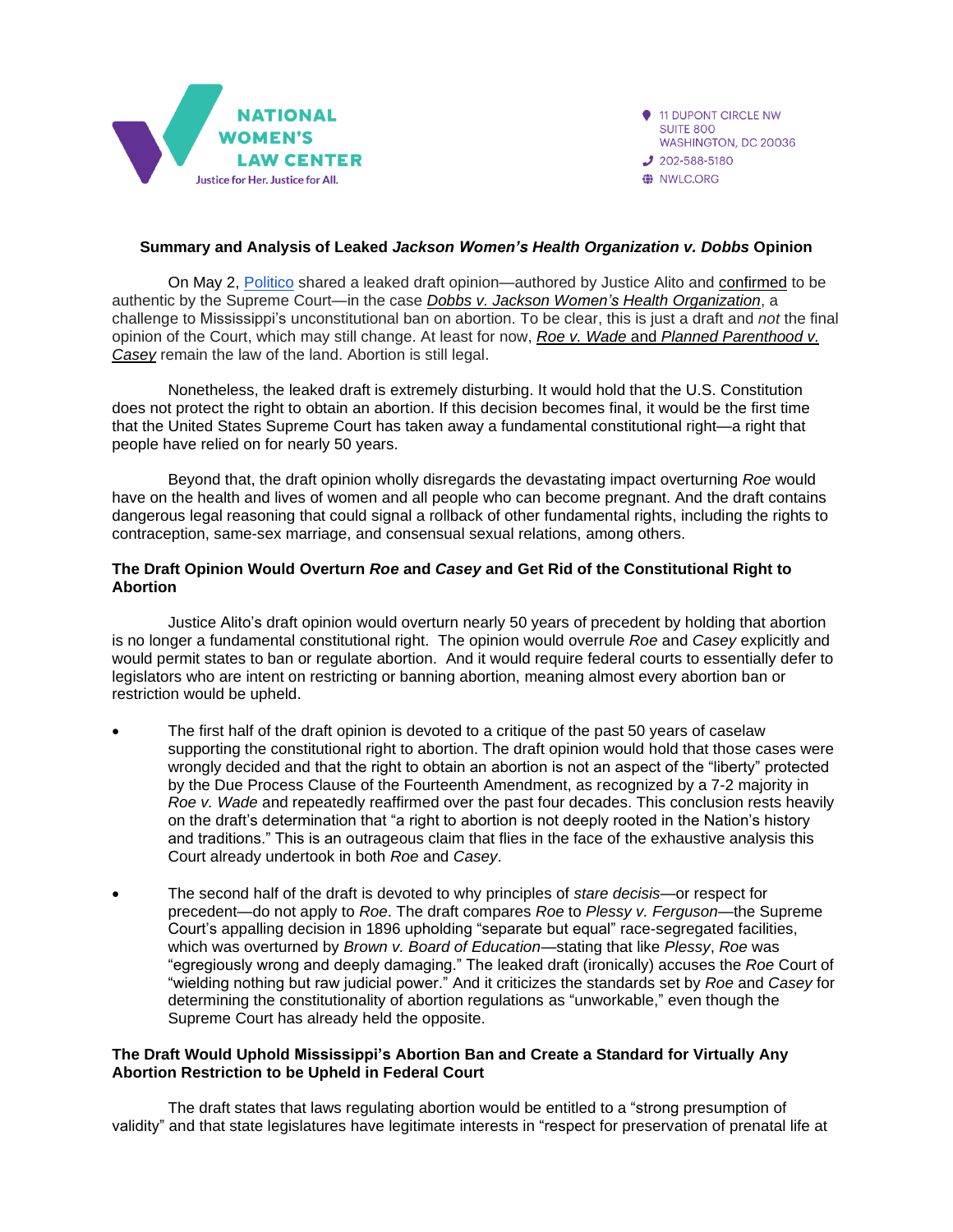NATIONAL WOMEN'S LAW CENTER

Justice for Her. Justice for All.

11 DUPONT CIRCLE NW
SUITE 800
WASHINGTON, DC 20036
202-588-5180
NWLC.ORG

## Summary and Analysis of Leaked *Jackson Women's Health Organization v. Dobbs* Opinion

On May 2, Politico shared a leaked draft opinion—authored by Justice Alito and confirmed to be authentic by the Supreme Court—in the case *Dobbs v. Jackson Women's Health Organization*, a challenge to Mississippi's unconstitutional ban on abortion. To be clear, this is just a draft and *not* the final opinion of the Court, which may still change. At least for now, *Roe v. Wade* and *Planned Parenthood v. Casey* remain the law of the land. Abortion is still legal.

Nonetheless, the leaked draft is extremely disturbing. It would hold that the U.S. Constitution does not protect the right to obtain an abortion. If this decision becomes final, it would be the first time that the United States Supreme Court has taken away a fundamental constitutional right—a right that people have relied on for nearly 50 years.

Beyond that, the draft opinion wholly disregards the devastating impact overturning *Roe* would have on the health and lives of women and all people who can become pregnant. And the draft contains dangerous legal reasoning that could signal a rollback of other fundamental rights, including the rights to contraception, same-sex marriage, and consensual sexual relations, among others.

### The Draft Opinion Would Overturn *Roe* and *Casey* and Get Rid of the Constitutional Right to Abortion

Justice Alito's draft opinion would overturn nearly 50 years of precedent by holding that abortion is no longer a fundamental constitutional right. The opinion would overrule *Roe* and *Casey* explicitly and would permit states to ban or regulate abortion. And it would require federal courts to essentially defer to legislators who are intent on restricting or banning abortion, meaning almost every abortion ban or restriction would be upheld.

- The first half of the draft opinion is devoted to a critique of the past 50 years of caselaw supporting the constitutional right to abortion. The draft opinion would hold that those cases were wrongly decided and that the right to obtain an abortion is not an aspect of the "liberty" protected by the Due Process Clause of the Fourteenth Amendment, as recognized by a 7-2 majority in *Roe v. Wade* and repeatedly reaffirmed over the past four decades. This conclusion rests heavily on the draft's determination that "a right to abortion is not deeply rooted in the Nation's history and traditions." This is an outrageous claim that flies in the face of the exhaustive analysis this Court already undertook in both *Roe* and *Casey*.
- The second half of the draft is devoted to why principles of *stare decisis*—or respect for precedent—do not apply to *Roe*. The draft compares *Roe* to *Plessy v. Ferguson*—the Supreme Court's appalling decision in 1896 upholding "separate but equal" race-segregated facilities, which was overturned by *Brown v. Board of Education*—stating that like *Plessy*, *Roe* was "egregiously wrong and deeply damaging." The leaked draft (ironically) accuses the *Roe* Court of "wielding nothing but raw judicial power." And it criticizes the standards set by *Roe* and *Casey* for determining the constitutionality of abortion regulations as "unworkable," even though the Supreme Court has already held the opposite.

### The Draft Would Uphold Mississippi's Abortion Ban and Create a Standard for Virtually Any Abortion Restriction to be Upheld in Federal Court

The draft states that laws regulating abortion would be entitled to a "strong presumption of validity" and that state legislatures have legitimate interests in "respect for preservation of prenatal life at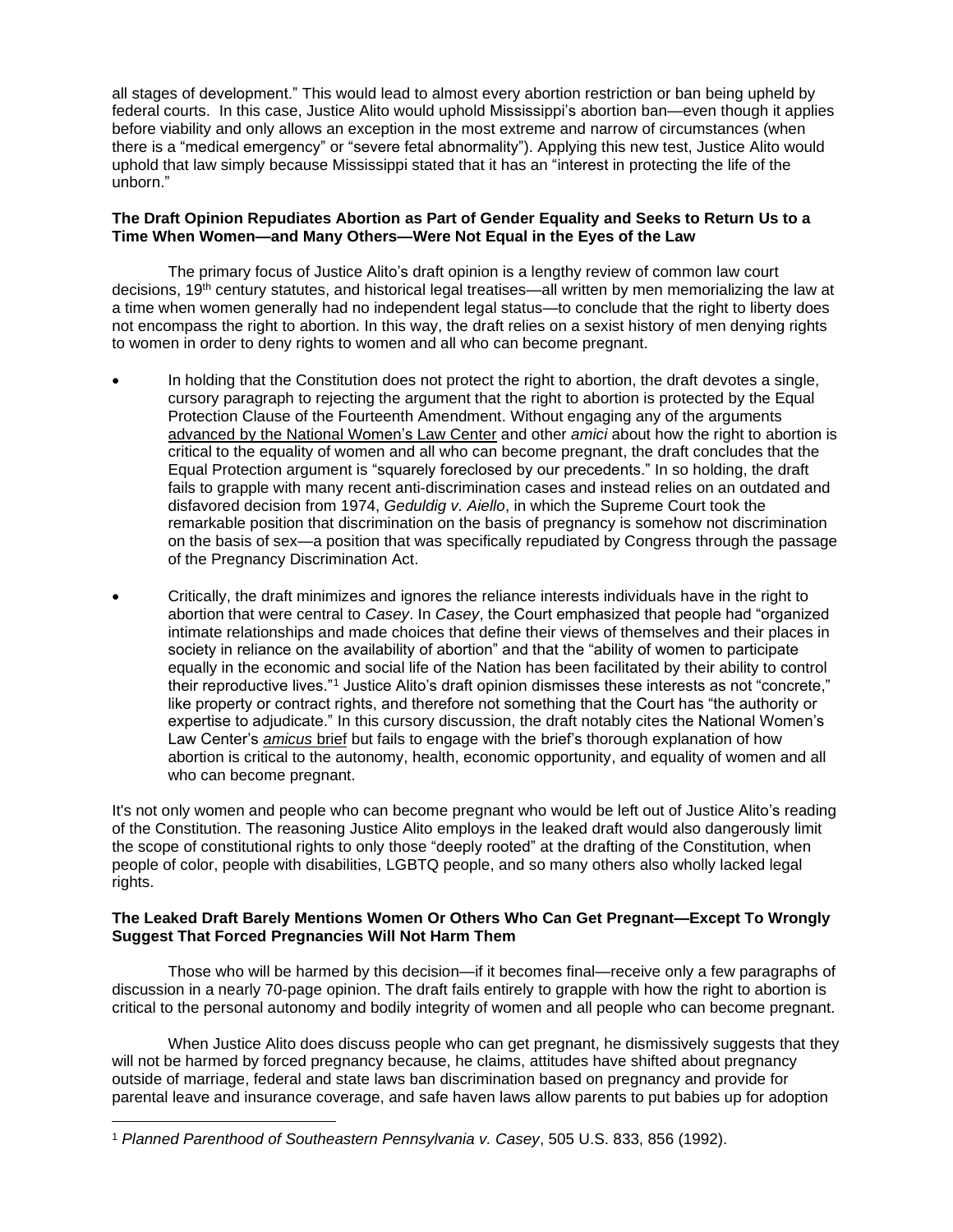all stages of development." This would lead to almost every abortion restriction or ban being upheld by federal courts. In this case, Justice Alito would uphold Mississippi's abortion ban—even though it applies before viability and only allows an exception in the most extreme and narrow of circumstances (when there is a "medical emergency" or "severe fetal abnormality"). Applying this new test, Justice Alito would uphold that law simply because Mississippi stated that it has an "interest in protecting the life of the unborn."

**The Draft Opinion Repudiates Abortion as Part of Gender Equality and Seeks to Return Us to a Time When Women—and Many Others—Were Not Equal in the Eyes of the Law**

The primary focus of Justice Alito's draft opinion is a lengthy review of common law court decisions, 19th century statutes, and historical legal treatises—all written by men memorializing the law at a time when women generally had no independent legal status—to conclude that the right to liberty does not encompass the right to abortion. In this way, the draft relies on a sexist history of men denying rights to women in order to deny rights to women and all who can become pregnant.

- In holding that the Constitution does not protect the right to abortion, the draft devotes a single, cursory paragraph to rejecting the argument that the right to abortion is protected by the Equal Protection Clause of the Fourteenth Amendment. Without engaging any of the arguments advanced by the National Women's Law Center and other *amici* about how the right to abortion is critical to the equality of women and all who can become pregnant, the draft concludes that the Equal Protection argument is "squarely foreclosed by our precedents." In so holding, the draft fails to grapple with many recent anti-discrimination cases and instead relies on an outdated and disfavored decision from 1974, *Geduldig v. Aiello*, in which the Supreme Court took the remarkable position that discrimination on the basis of pregnancy is somehow not discrimination on the basis of sex—a position that was specifically repudiated by Congress through the passage of the Pregnancy Discrimination Act.

- Critically, the draft minimizes and ignores the reliance interests individuals have in the right to abortion that were central to *Casey*. In *Casey*, the Court emphasized that people had "organized intimate relationships and made choices that define their views of themselves and their places in society in reliance on the availability of abortion" and that the "ability of women to participate equally in the economic and social life of the Nation has been facilitated by their ability to control their reproductive lives."[1] Justice Alito's draft opinion dismisses these interests as not "concrete," like property or contract rights, and therefore not something that the Court has "the authority or expertise to adjudicate." In this cursory discussion, the draft notably cites the National Women's Law Center's *amicus* brief but fails to engage with the brief's thorough explanation of how abortion is critical to the autonomy, health, economic opportunity, and equality of women and all who can become pregnant.

It's not only women and people who can become pregnant who would be left out of Justice Alito's reading of the Constitution. The reasoning Justice Alito employs in the leaked draft would also dangerously limit the scope of constitutional rights to only those "deeply rooted" at the drafting of the Constitution, when people of color, people with disabilities, LGBTQ people, and so many others also wholly lacked legal rights.

**The Leaked Draft Barely Mentions Women Or Others Who Can Get Pregnant—Except To Wrongly Suggest That Forced Pregnancies Will Not Harm Them**

Those who will be harmed by this decision—if it becomes final—receive only a few paragraphs of discussion in a nearly 70-page opinion. The draft fails entirely to grapple with how the right to abortion is critical to the personal autonomy and bodily integrity of women and all people who can become pregnant.

When Justice Alito does discuss people who can get pregnant, he dismissively suggests that they will not be harmed by forced pregnancy because, he claims, attitudes have shifted about pregnancy outside of marriage, federal and state laws ban discrimination based on pregnancy and provide for parental leave and insurance coverage, and safe haven laws allow parents to put babies up for adoption

[1] *Planned Parenthood of Southeastern Pennsylvania v. Casey*, 505 U.S. 833, 856 (1992).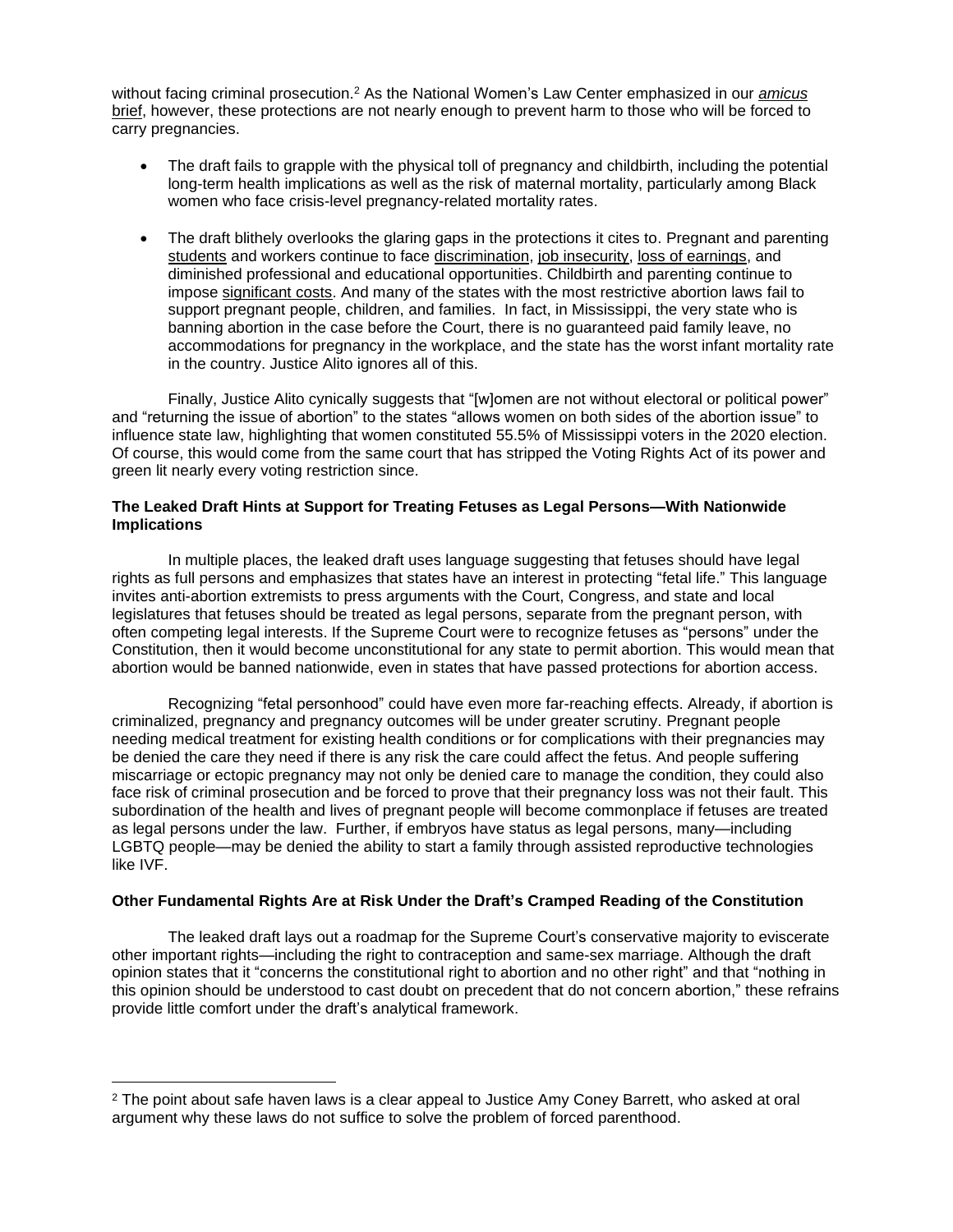without facing criminal prosecution.[2] As the National Women's Law Center emphasized in our *amicus* brief, however, these protections are not nearly enough to prevent harm to those who will be forced to carry pregnancies.

- The draft fails to grapple with the physical toll of pregnancy and childbirth, including the potential long-term health implications as well as the risk of maternal mortality, particularly among Black women who face crisis-level pregnancy-related mortality rates.

- The draft blithely overlooks the glaring gaps in the protections it cites to. Pregnant and parenting students and workers continue to face discrimination, job insecurity, loss of earnings, and diminished professional and educational opportunities. Childbirth and parenting continue to impose significant costs. And many of the states with the most restrictive abortion laws fail to support pregnant people, children, and families. In fact, in Mississippi, the very state who is banning abortion in the case before the Court, there is no guaranteed paid family leave, no accommodations for pregnancy in the workplace, and the state has the worst infant mortality rate in the country. Justice Alito ignores all of this.

Finally, Justice Alito cynically suggests that "[w]omen are not without electoral or political power" and "returning the issue of abortion" to the states "allows women on both sides of the abortion issue" to influence state law, highlighting that women constituted 55.5% of Mississippi voters in the 2020 election. Of course, this would come from the same court that has stripped the Voting Rights Act of its power and green lit nearly every voting restriction since.

**The Leaked Draft Hints at Support for Treating Fetuses as Legal Persons—With Nationwide Implications**

In multiple places, the leaked draft uses language suggesting that fetuses should have legal rights as full persons and emphasizes that states have an interest in protecting "fetal life." This language invites anti-abortion extremists to press arguments with the Court, Congress, and state and local legislatures that fetuses should be treated as legal persons, separate from the pregnant person, with often competing legal interests. If the Supreme Court were to recognize fetuses as "persons" under the Constitution, then it would become unconstitutional for any state to permit abortion. This would mean that abortion would be banned nationwide, even in states that have passed protections for abortion access.

Recognizing "fetal personhood" could have even more far-reaching effects. Already, if abortion is criminalized, pregnancy and pregnancy outcomes will be under greater scrutiny. Pregnant people needing medical treatment for existing health conditions or for complications with their pregnancies may be denied the care they need if there is any risk the care could affect the fetus. And people suffering miscarriage or ectopic pregnancy may not only be denied care to manage the condition, they could also face risk of criminal prosecution and be forced to prove that their pregnancy loss was not their fault. This subordination of the health and lives of pregnant people will become commonplace if fetuses are treated as legal persons under the law. Further, if embryos have status as legal persons, many—including LGBTQ people—may be denied the ability to start a family through assisted reproductive technologies like IVF.

**Other Fundamental Rights Are at Risk Under the Draft's Cramped Reading of the Constitution**

The leaked draft lays out a roadmap for the Supreme Court's conservative majority to eviscerate other important rights—including the right to contraception and same-sex marriage. Although the draft opinion states that it "concerns the constitutional right to abortion and no other right" and that "nothing in this opinion should be understood to cast doubt on precedent that do not concern abortion," these refrains provide little comfort under the draft's analytical framework.

---

[2] The point about safe haven laws is a clear appeal to Justice Amy Coney Barrett, who asked at oral argument why these laws do not suffice to solve the problem of forced parenthood.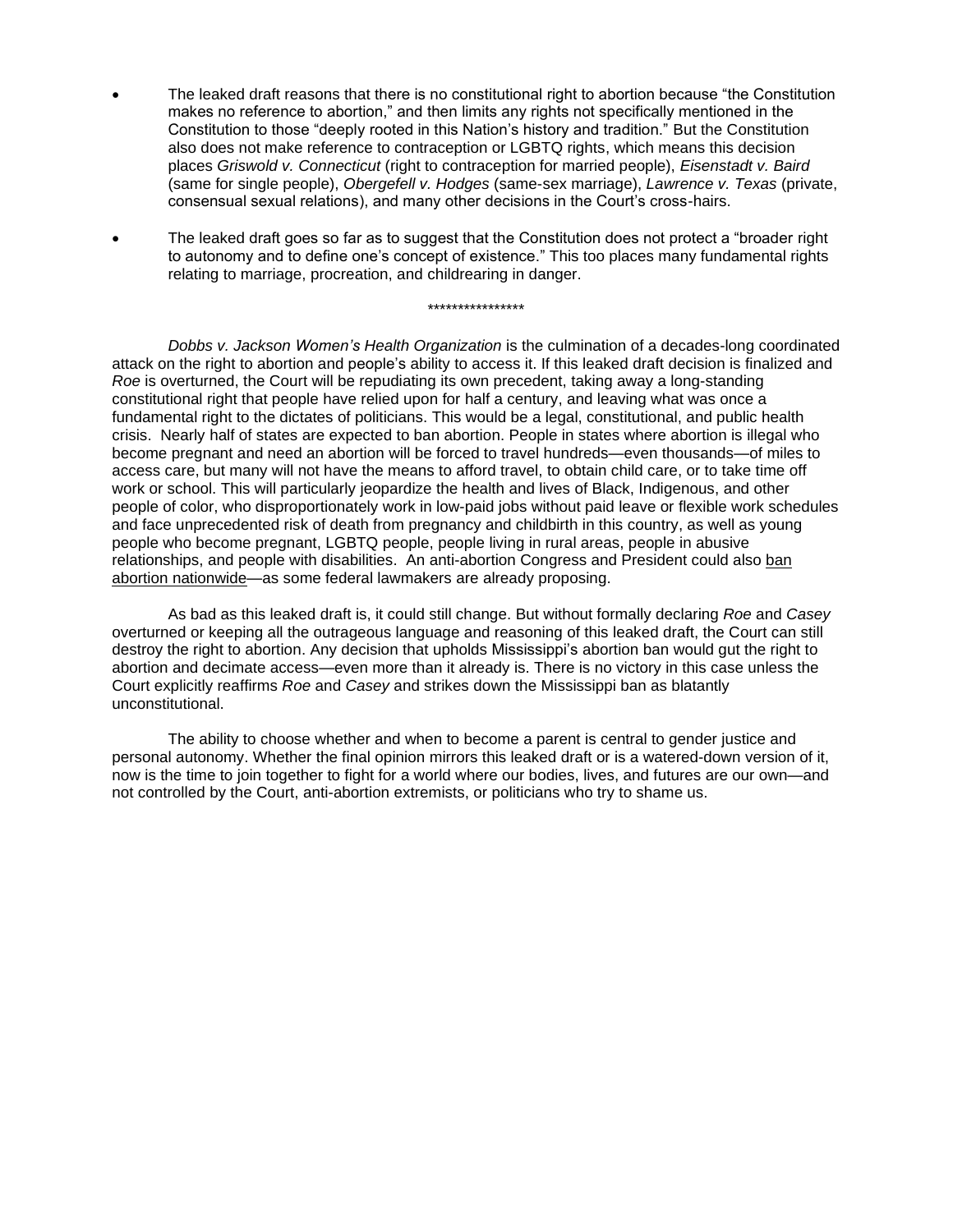- The leaked draft reasons that there is no constitutional right to abortion because “the Constitution makes no reference to abortion,” and then limits any rights not specifically mentioned in the Constitution to those “deeply rooted in this Nation’s history and tradition.” But the Constitution also does not make reference to contraception or LGBTQ rights, which means this decision places *Griswold v. Connecticut* (right to contraception for married people), *Eisenstadt v. Baird* (same for single people), *Obergefell v. Hodges* (same-sex marriage), *Lawrence v. Texas* (private, consensual sexual relations), and many other decisions in the Court’s cross-hairs.

- The leaked draft goes so far as to suggest that the Constitution does not protect a “broader right to autonomy and to define one’s concept of existence.” This too places many fundamental rights relating to marriage, procreation, and childrearing in danger.

****************

*Dobbs v. Jackson Women’s Health Organization* is the culmination of a decades-long coordinated attack on the right to abortion and people’s ability to access it. If this leaked draft decision is finalized and *Roe* is overturned, the Court will be repudiating its own precedent, taking away a long-standing constitutional right that people have relied upon for half a century, and leaving what was once a fundamental right to the dictates of politicians. This would be a legal, constitutional, and public health crisis. Nearly half of states are expected to ban abortion. People in states where abortion is illegal who become pregnant and need an abortion will be forced to travel hundreds—even thousands—of miles to access care, but many will not have the means to afford travel, to obtain child care, or to take time off work or school. This will particularly jeopardize the health and lives of Black, Indigenous, and other people of color, who disproportionately work in low-paid jobs without paid leave or flexible work schedules and face unprecedented risk of death from pregnancy and childbirth in this country, as well as young people who become pregnant, LGBTQ people, people living in rural areas, people in abusive relationships, and people with disabilities. An anti-abortion Congress and President could also ban abortion nationwide—as some federal lawmakers are already proposing.

As bad as this leaked draft is, it could still change. But without formally declaring *Roe* and *Casey* overturned or keeping all the outrageous language and reasoning of this leaked draft, the Court can still destroy the right to abortion. Any decision that upholds Mississippi’s abortion ban would gut the right to abortion and decimate access—even more than it already is. There is no victory in this case unless the Court explicitly reaffirms *Roe* and *Casey* and strikes down the Mississippi ban as blatantly unconstitutional.

The ability to choose whether and when to become a parent is central to gender justice and personal autonomy. Whether the final opinion mirrors this leaked draft or is a watered-down version of it, now is the time to join together to fight for a world where our bodies, lives, and futures are our own—and not controlled by the Court, anti-abortion extremists, or politicians who try to shame us.